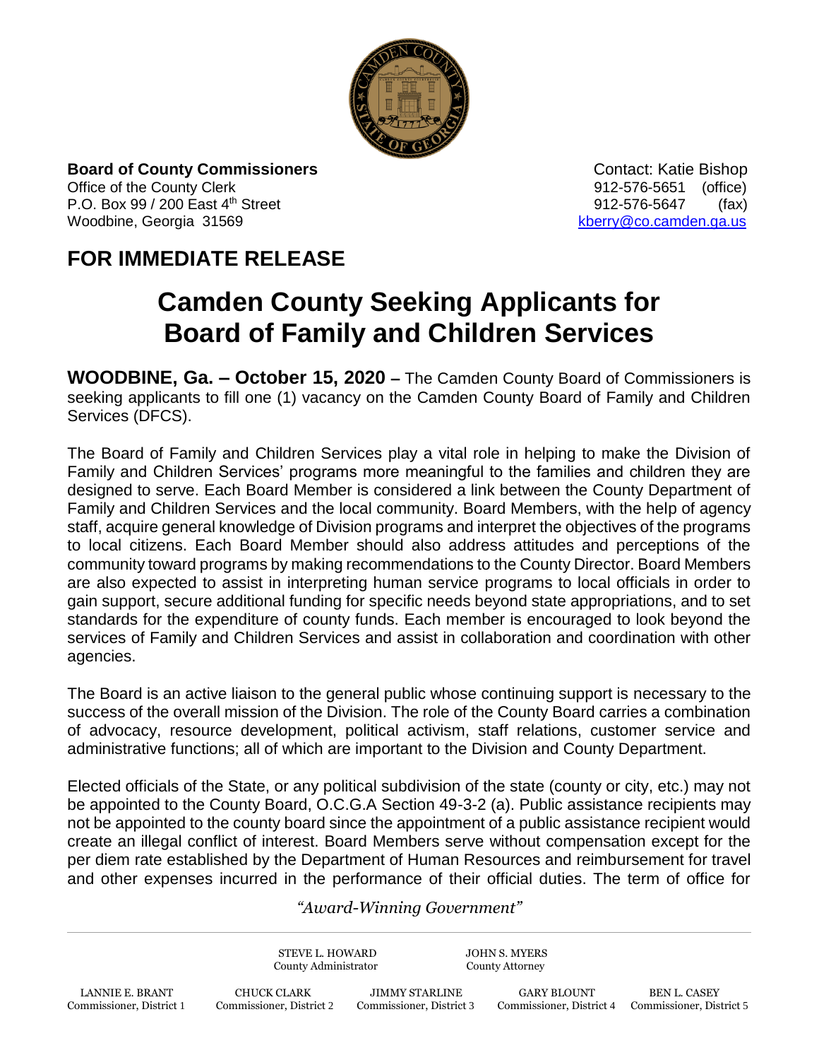**Board of County Commissioners**
Office of the County Clerk
P.O. Box 99 / 200 East 4th Street
Woodbine, Georgia 31569

Contact: Katie Bishop
912-576-5651 (office)
912-576-5647 (fax)
kberry@co.camden.ga.us

## FOR IMMEDIATE RELEASE

# Camden County Seeking Applicants for Board of Family and Children Services

**WOODBINE, Ga. – October 15, 2020 –** The Camden County Board of Commissioners is seeking applicants to fill one (1) vacancy on the Camden County Board of Family and Children Services (DFCS).

The Board of Family and Children Services play a vital role in helping to make the Division of Family and Children Services' programs more meaningful to the families and children they are designed to serve. Each Board Member is considered a link between the County Department of Family and Children Services and the local community. Board Members, with the help of agency staff, acquire general knowledge of Division programs and interpret the objectives of the programs to local citizens. Each Board Member should also address attitudes and perceptions of the community toward programs by making recommendations to the County Director. Board Members are also expected to assist in interpreting human service programs to local officials in order to gain support, secure additional funding for specific needs beyond state appropriations, and to set standards for the expenditure of county funds. Each member is encouraged to look beyond the services of Family and Children Services and assist in collaboration and coordination with other agencies.

The Board is an active liaison to the general public whose continuing support is necessary to the success of the overall mission of the Division. The role of the County Board carries a combination of advocacy, resource development, political activism, staff relations, customer service and administrative functions; all of which are important to the Division and County Department.

Elected officials of the State, or any political subdivision of the state (county or city, etc.) may not be appointed to the County Board, O.C.G.A Section 49-3-2 (a). Public assistance recipients may not be appointed to the county board since the appointment of a public assistance recipient would create an illegal conflict of interest. Board Members serve without compensation except for the per diem rate established by the Department of Human Resources and reimbursement for travel and other expenses incurred in the performance of their official duties. The term of office for

*"Award-Winning Government"*

STEVE L. HOWARD, County Administrator
JOHN S. MYERS, County Attorney

LANNIE E. BRANT, Commissioner, District 1
CHUCK CLARK, Commissioner, District 2
JIMMY STARLINE, Commissioner, District 3
GARY BLOUNT, Commissioner, District 4
BEN L. CASEY, Commissioner, District 5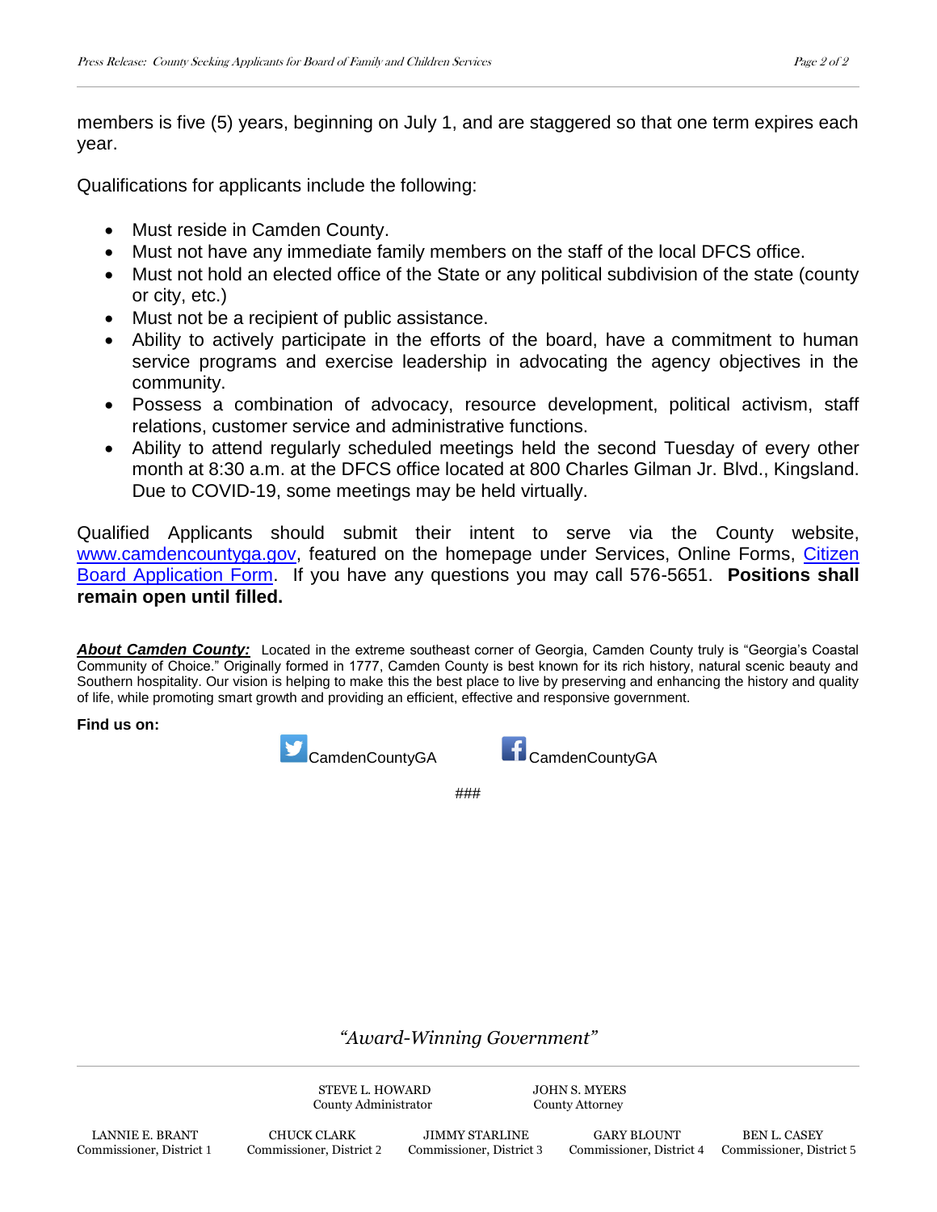members is five (5) years, beginning on July 1, and are staggered so that one term expires each year.

Qualifications for applicants include the following:

- Must reside in Camden County.
- Must not have any immediate family members on the staff of the local DFCS office.
- Must not hold an elected office of the State or any political subdivision of the state (county or city, etc.)
- Must not be a recipient of public assistance.
- Ability to actively participate in the efforts of the board, have a commitment to human service programs and exercise leadership in advocating the agency objectives in the community.
- Possess a combination of advocacy, resource development, political activism, staff relations, customer service and administrative functions.
- Ability to attend regularly scheduled meetings held the second Tuesday of every other month at 8:30 a.m. at the DFCS office located at 800 Charles Gilman Jr. Blvd., Kingsland. Due to COVID-19, some meetings may be held virtually.

Qualified Applicants should submit their intent to serve via the County website, www.camdencountyga.gov, featured on the homepage under Services, Online Forms, Citizen Board Application Form. If you have any questions you may call 576-5651. **Positions shall remain open until filled.**

***About Camden County:*** Located in the extreme southeast corner of Georgia, Camden County truly is "Georgia's Coastal Community of Choice." Originally formed in 1777, Camden County is best known for its rich history, natural scenic beauty and Southern hospitality. Our vision is helping to make this the best place to live by preserving and enhancing the history and quality of life, while promoting smart growth and providing an efficient, effective and responsive government.

**Find us on:**

CamdenCountyGA CamdenCountyGA

###

*"Award-Winning Government"*

STEVE L. HOWARD, County Administrator
JOHN S. MYERS, County Attorney

LANNIE E. BRANT, Commissioner, District 1
CHUCK CLARK, Commissioner, District 2
JIMMY STARLINE, Commissioner, District 3
GARY BLOUNT, Commissioner, District 4
BEN L. CASEY, Commissioner, District 5